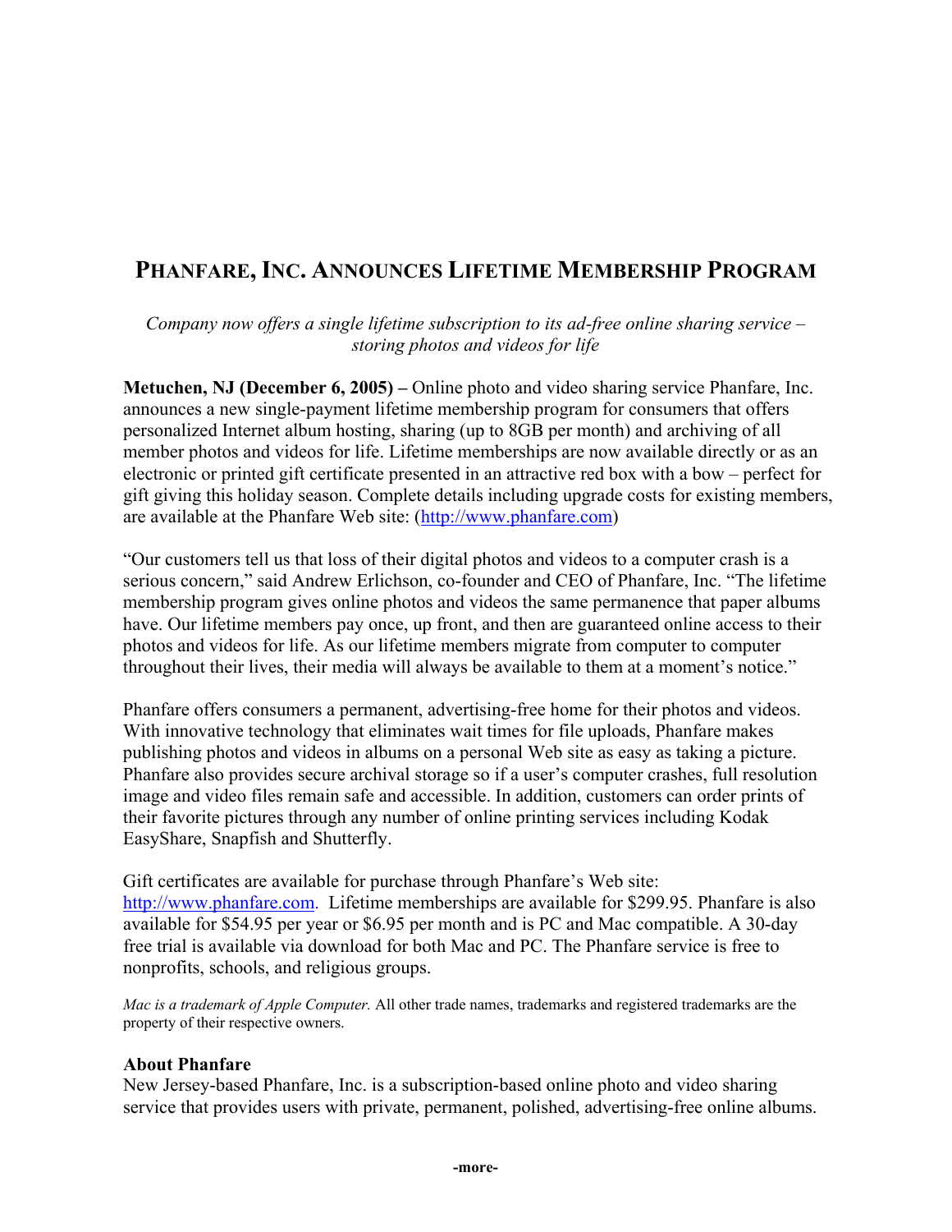# Phanfare, Inc. Announces Lifetime Membership Program

*Company now offers a single lifetime subscription to its ad-free online sharing service – storing photos and videos for life*

**Metuchen, NJ (December 6, 2005) –** Online photo and video sharing service Phanfare, Inc. announces a new single-payment lifetime membership program for consumers that offers personalized Internet album hosting, sharing (up to 8GB per month) and archiving of all member photos and videos for life. Lifetime memberships are now available directly or as an electronic or printed gift certificate presented in an attractive red box with a bow – perfect for gift giving this holiday season. Complete details including upgrade costs for existing members, are available at the Phanfare Web site: (http://www.phanfare.com)

"Our customers tell us that loss of their digital photos and videos to a computer crash is a serious concern," said Andrew Erlichson, co-founder and CEO of Phanfare, Inc. "The lifetime membership program gives online photos and videos the same permanence that paper albums have. Our lifetime members pay once, up front, and then are guaranteed online access to their photos and videos for life. As our lifetime members migrate from computer to computer throughout their lives, their media will always be available to them at a moment's notice."

Phanfare offers consumers a permanent, advertising-free home for their photos and videos. With innovative technology that eliminates wait times for file uploads, Phanfare makes publishing photos and videos in albums on a personal Web site as easy as taking a picture. Phanfare also provides secure archival storage so if a user's computer crashes, full resolution image and video files remain safe and accessible. In addition, customers can order prints of their favorite pictures through any number of online printing services including Kodak EasyShare, Snapfish and Shutterfly.

Gift certificates are available for purchase through Phanfare's Web site: http://www.phanfare.com. Lifetime memberships are available for $299.95. Phanfare is also available for $54.95 per year or $6.95 per month and is PC and Mac compatible. A 30-day free trial is available via download for both Mac and PC. The Phanfare service is free to nonprofits, schools, and religious groups.

*Mac is a trademark of Apple Computer.* All other trade names, trademarks and registered trademarks are the property of their respective owners.

**About Phanfare**

New Jersey-based Phanfare, Inc. is a subscription-based online photo and video sharing service that provides users with private, permanent, polished, advertising-free online albums.

**-more-**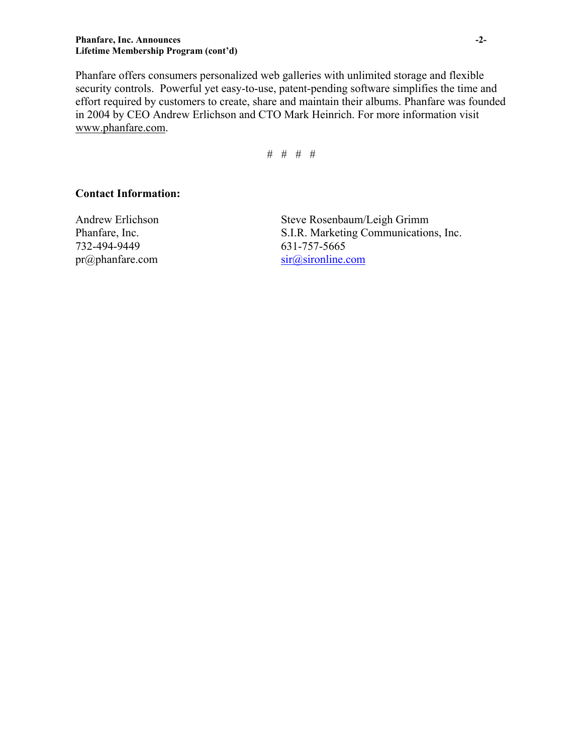Phanfare offers consumers personalized web galleries with unlimited storage and flexible security controls. Powerful yet easy-to-use, patent-pending software simplifies the time and effort required by customers to create, share and maintain their albums. Phanfare was founded in 2004 by CEO Andrew Erlichson and CTO Mark Heinrich. For more information visit www.phanfare.com.

# # # #

**Contact Information:**

| | |
|---|---|
| Andrew Erlichson | Steve Rosenbaum/Leigh Grimm |
| Phanfare, Inc. | S.I.R. Marketing Communications, Inc. |
| 732-494-9449 | 631-757-5665 |
| pr@phanfare.com | sir@sironline.com |